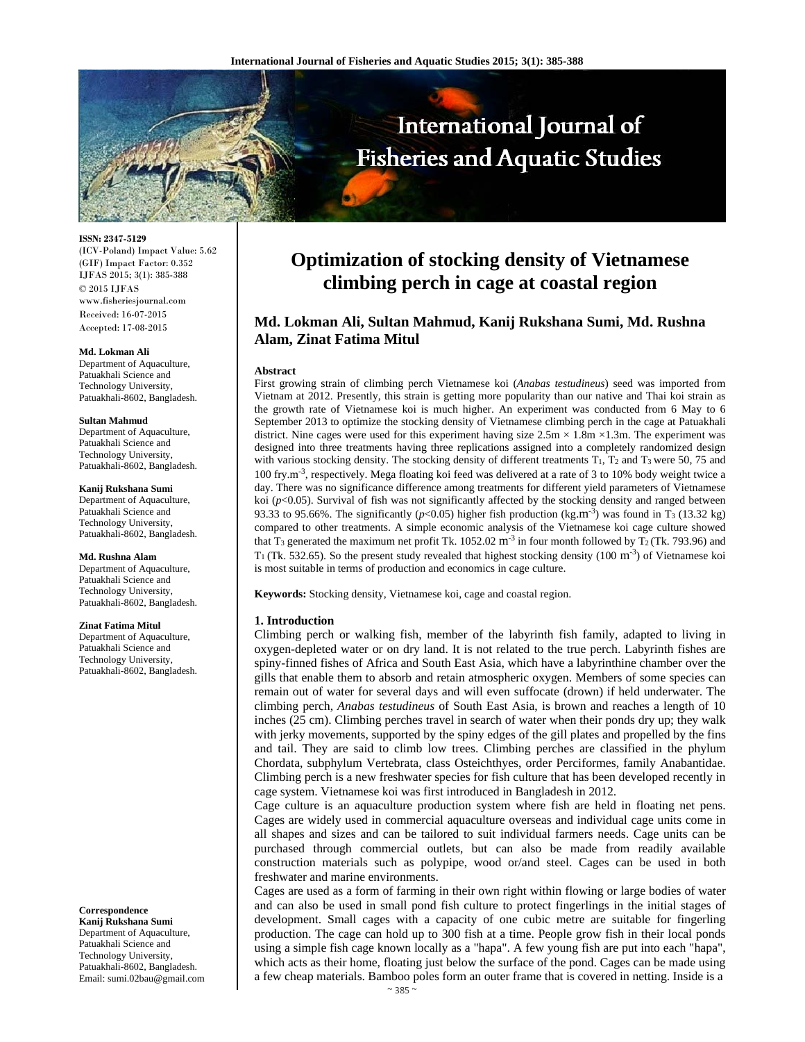# Optimization of stocking density of Vietnamese climbing perch in cage at coastal region

**Md. Lokman Ali, Sultan Mahmud, Kanij Rukshana Sumi, Md. Rushna Alam, Zinat Fatima Mitul**

**ISSN: 2347-5129**
(ICV-Poland) Impact Value: 5.62
(GIF) Impact Factor: 0.352
IJFAS 2015; 3(1): 385-388
© 2015 IJFAS
www.fisheriesjournal.com
Received: 16-07-2015
Accepted: 17-08-2015

**Md. Lokman Ali**
Department of Aquaculture, Patuakhali Science and Technology University, Patuakhali-8602, Bangladesh.

**Sultan Mahmud**
Department of Aquaculture, Patuakhali Science and Technology University, Patuakhali-8602, Bangladesh.

**Kanij Rukshana Sumi**
Department of Aquaculture, Patuakhali Science and Technology University, Patuakhali-8602, Bangladesh.

**Md. Rushna Alam**
Department of Aquaculture, Patuakhali Science and Technology University, Patuakhali-8602, Bangladesh.

**Zinat Fatima Mitul**
Department of Aquaculture, Patuakhali Science and Technology University, Patuakhali-8602, Bangladesh.

**Correspondence**
**Kanij Rukshana Sumi**
Department of Aquaculture, Patuakhali Science and Technology University, Patuakhali-8602, Bangladesh.
Email: sumi.02bau@gmail.com

### Abstract

First growing strain of climbing perch Vietnamese koi (*Anabas testudineus*) seed was imported from Vietnam at 2012. Presently, this strain is getting more popularity than our native and Thai koi strain as the growth rate of Vietnamese koi is much higher. An experiment was conducted from 6 May to 6 September 2013 to optimize the stocking density of Vietnamese climbing perch in the cage at Patuakhali district. Nine cages were used for this experiment having size 2.5m × 1.8m ×1.3m. The experiment was designed into three treatments having three replications assigned into a completely randomized design with various stocking density. The stocking density of different treatments $T_1$, $T_2$ and $T_3$ were 50, 75 and 100 fry.$m^{-3}$, respectively. Mega floating koi feed was delivered at a rate of 3 to 10% body weight twice a day. There was no significance difference among treatments for different yield parameters of Vietnamese koi ($p<0.05$). Survival of fish was not significantly affected by the stocking density and ranged between 93.33 to 95.66%. The significantly ($p<0.05$) higher fish production (kg.$m^{-3}$) was found in $T_3$ (13.32 kg) compared to other treatments. A simple economic analysis of the Vietnamese koi cage culture showed that $T_3$ generated the maximum net profit Tk. 1052.02 $m^{-3}$ in four month followed by $T_2$ (Tk. 793.96) and $T_1$ (Tk. 532.65). So the present study revealed that highest stocking density (100 $m^{-3}$) of Vietnamese koi is most suitable in terms of production and economics in cage culture.

**Keywords:** Stocking density, Vietnamese koi, cage and coastal region.

## 1. Introduction

Climbing perch or walking fish, member of the labyrinth fish family, adapted to living in oxygen-depleted water or on dry land. It is not related to the true perch. Labyrinth fishes are spiny-finned fishes of Africa and South East Asia, which have a labyrinthine chamber over the gills that enable them to absorb and retain atmospheric oxygen. Members of some species can remain out of water for several days and will even suffocate (drown) if held underwater. The climbing perch, *Anabas testudineus* of South East Asia, is brown and reaches a length of 10 inches (25 cm). Climbing perches travel in search of water when their ponds dry up; they walk with jerky movements, supported by the spiny edges of the gill plates and propelled by the fins and tail. They are said to climb low trees. Climbing perches are classified in the phylum Chordata, subphylum Vertebrata, class Osteichthyes, order Perciformes, family Anabantidae. Climbing perch is a new freshwater species for fish culture that has been developed recently in cage system. Vietnamese koi was first introduced in Bangladesh in 2012.

Cage culture is an aquaculture production system where fish are held in floating net pens. Cages are widely used in commercial aquaculture overseas and individual cage units come in all shapes and sizes and can be tailored to suit individual farmers needs. Cage units can be purchased through commercial outlets, but can also be made from readily available construction materials such as polypipe, wood or/and steel. Cages can be used in both freshwater and marine environments.

Cages are used as a form of farming in their own right within flowing or large bodies of water and can also be used in small pond fish culture to protect fingerlings in the initial stages of development. Small cages with a capacity of one cubic metre are suitable for fingerling production. The cage can hold up to 300 fish at a time. People grow fish in their local ponds using a simple fish cage known locally as a "hapa". A few young fish are put into each "hapa", which acts as their home, floating just below the surface of the pond. Cages can be made using a few cheap materials. Bamboo poles form an outer frame that is covered in netting. Inside is a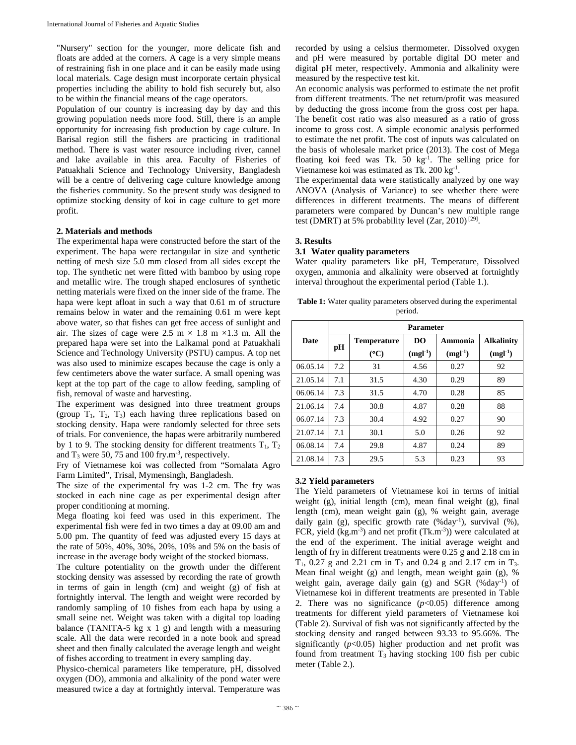"Nursery" section for the younger, more delicate fish and floats are added at the corners. A cage is a very simple means of restraining fish in one place and it can be easily made using local materials. Cage design must incorporate certain physical properties including the ability to hold fish securely but, also to be within the financial means of the cage operators.

Population of our country is increasing day by day and this growing population needs more food. Still, there is an ample opportunity for increasing fish production by cage culture. In Barisal region still the fishers are practicing in traditional method. There is vast water resource including river, cannel and lake available in this area. Faculty of Fisheries of Patuakhali Science and Technology University, Bangladesh will be a centre of delivering cage culture knowledge among the fisheries community. So the present study was designed to optimize stocking density of koi in cage culture to get more profit.

## 2. Materials and methods

The experimental hapa were constructed before the start of the experiment. The hapa were rectangular in size and synthetic netting of mesh size 5.0 mm closed from all sides except the top. The synthetic net were fitted with bamboo by using rope and metallic wire. The trough shaped enclosures of synthetic netting materials were fixed on the inner side of the frame. The hapa were kept afloat in such a way that 0.61 m of structure remains below in water and the remaining 0.61 m were kept above water, so that fishes can get free access of sunlight and air. The sizes of cage were 2.5 m × 1.8 m ×1.3 m. All the prepared hapa were set into the Lalkamal pond at Patuakhali Science and Technology University (PSTU) campus. A top net was also used to minimize escapes because the cage is only a few centimeters above the water surface. A small opening was kept at the top part of the cage to allow feeding, sampling of fish, removal of waste and harvesting.

The experiment was designed into three treatment groups (group $T_1$, $T_2$, $T_3$) each having three replications based on stocking density. Hapa were randomly selected for three sets of trials. For convenience, the hapas were arbitrarily numbered by 1 to 9. The stocking density for different treatments $T_1$, $T_2$ and $T_3$ were 50, 75 and 100 fry.$m^{-3}$, respectively.

Fry of Vietnamese koi was collected from "Sornalata Agro Farm Limited", Trisal, Mymensingh, Bangladesh.

The size of the experimental fry was 1-2 cm. The fry was stocked in each nine cage as per experimental design after proper conditioning at morning.

Mega floating koi feed was used in this experiment. The experimental fish were fed in two times a day at 09.00 am and 5.00 pm. The quantity of feed was adjusted every 15 days at the rate of 50%, 40%, 30%, 20%, 10% and 5% on the basis of increase in the average body weight of the stocked biomass.

The culture potentiality on the growth under the different stocking density was assessed by recording the rate of growth in terms of gain in length (cm) and weight (g) of fish at fortnightly interval. The length and weight were recorded by randomly sampling of 10 fishes from each hapa by using a small seine net. Weight was taken with a digital top loading balance (TANITA-5 kg x 1 g) and length with a measuring scale. All the data were recorded in a note book and spread sheet and then finally calculated the average length and weight of fishes according to treatment in every sampling day.

Physico-chemical parameters like temperature, pH, dissolved oxygen (DO), ammonia and alkalinity of the pond water were measured twice a day at fortnightly interval. Temperature was recorded by using a celsius thermometer. Dissolved oxygen and pH were measured by portable digital DO meter and digital pH meter, respectively. Ammonia and alkalinity were measured by the respective test kit.

An economic analysis was performed to estimate the net profit from different treatments. The net return/profit was measured by deducting the gross income from the gross cost per hapa. The benefit cost ratio was also measured as a ratio of gross income to gross cost. A simple economic analysis performed to estimate the net profit. The cost of inputs was calculated on the basis of wholesale market price (2013). The cost of Mega floating koi feed was Tk. 50 $kg^{-1}$. The selling price for Vietnamese koi was estimated as Tk. 200 $kg^{-1}$.

The experimental data were statistically analyzed by one way ANOVA (Analysis of Variance) to see whether there were differences in different treatments. The means of different parameters were compared by Duncan's new multiple range test (DMRT) at 5% probability level (Zar, 2010) [29].

## 3. Results

### 3.1 Water quality parameters

Water quality parameters like pH, Temperature, Dissolved oxygen, ammonia and alkalinity were observed at fortnightly interval throughout the experimental period (Table 1.).

**Table 1:** Water quality parameters observed during the experimental period.

| Date | Parameter | | | | |
|---|---|---|---|---|---|
| | pH | Temperature (°C) | DO ($mgl^{-1}$) | Ammonia ($mgl^{-1}$) | Alkalinity ($mgl^{-1}$) |
| 06.05.14 | 7.2 | 31 | 4.56 | 0.27 | 92 |
| 21.05.14 | 7.1 | 31.5 | 4.30 | 0.29 | 89 |
| 06.06.14 | 7.3 | 31.5 | 4.70 | 0.28 | 85 |
| 21.06.14 | 7.4 | 30.8 | 4.87 | 0.28 | 88 |
| 06.07.14 | 7.3 | 30.4 | 4.92 | 0.27 | 90 |
| 21.07.14 | 7.1 | 30.1 | 5.0 | 0.26 | 92 |
| 06.08.14 | 7.4 | 29.8 | 4.87 | 0.24 | 89 |
| 21.08.14 | 7.3 | 29.5 | 5.3 | 0.23 | 93 |

### 3.2 Yield parameters

The Yield parameters of Vietnamese koi in terms of initial weight (g), initial length (cm), mean final weight (g), final length (cm), mean weight gain (g), % weight gain, average daily gain (g), specific growth rate (%$day^{-1}$), survival (%), FCR, yield (kg.$m^{-3}$) and net profit (Tk.$m^{-3}$)) were calculated at the end of the experiment. The initial average weight and length of fry in different treatments were 0.25 g and 2.18 cm in $T_1$, 0.27 g and 2.21 cm in $T_2$ and 0.24 g and 2.17 cm in $T_3$. Mean final weight (g) and length, mean weight gain (g), % weight gain, average daily gain (g) and SGR (%$day^{-1}$) of Vietnamese koi in different treatments are presented in Table 2. There was no significance ($p<0.05$) difference among treatments for different yield parameters of Vietnamese koi (Table 2). Survival of fish was not significantly affected by the stocking density and ranged between 93.33 to 95.66%. The significantly ($p<0.05$) higher production and net profit was found from treatment $T_3$ having stocking 100 fish per cubic meter (Table 2.).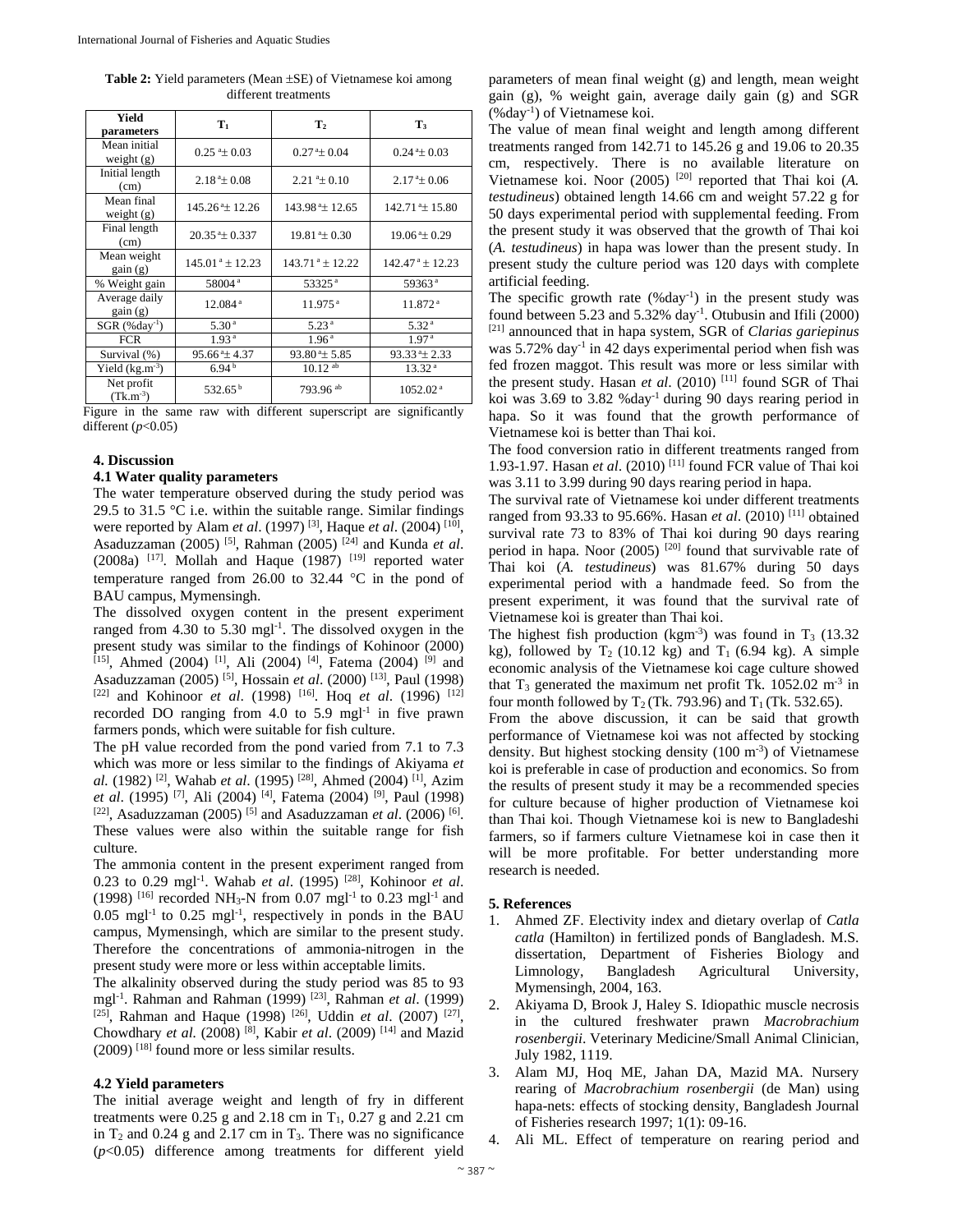**Table 2:** Yield parameters (Mean ±SE) of Vietnamese koi among different treatments

| Yield parameters | $T_1$ | $T_2$ | $T_3$ |
|---|---|---|---|
| Mean initial weight (g) | $0.25^a \pm 0.03$ | $0.27^a \pm 0.04$ | $0.24^a \pm 0.03$ |
| Initial length (cm) | $2.18^a \pm 0.08$ | $2.21^a \pm 0.10$ | $2.17^a \pm 0.06$ |
| Mean final weight (g) | $145.26^a \pm 12.26$ | $143.98^a \pm 12.65$ | $142.71^a \pm 15.80$ |
| Final length (cm) | $20.35^a \pm 0.337$ | $19.81^a \pm 0.30$ | $19.06^a \pm 0.29$ |
| Mean weight gain (g) | $145.01^a \pm 12.23$ | $143.71^a \pm 12.22$ | $142.47^a \pm 12.23$ |
| % Weight gain | $58004^a$ | $53325^a$ | $59363^a$ |
| Average daily gain (g) | $12.084^a$ | $11.975^a$ | $11.872^a$ |
| SGR ($\%day^{-1}$) | $5.30^a$ | $5.23^a$ | $5.32^a$ |
| FCR | $1.93^a$ | $1.96^a$ | $1.97^a$ |
| Survival (%) | $95.66^a \pm 4.37$ | $93.80^a \pm 5.85$ | $93.33^a \pm 2.33$ |
| Yield ($kg.m^{-3}$) | $6.94^b$ | $10.12^{ab}$ | $13.32^a$ |
| Net profit ($Tk.m^{-3}$) | $532.65^b$ | $793.96^{ab}$ | $1052.02^a$ |

Figure in the same raw with different superscript are significantly different ($p<0.05$)

## 4. Discussion

### 4.1 Water quality parameters

The water temperature observed during the study period was 29.5 to 31.5 °C i.e. within the suitable range. Similar findings were reported by Alam *et al*. (1997) [3], Haque *et al*. (2004) [10], Asaduzzaman (2005) [5], Rahman (2005) [24] and Kunda *et al*. (2008a) [17]. Mollah and Haque (1987) [19] reported water temperature ranged from 26.00 to 32.44 °C in the pond of BAU campus, Mymensingh.

The dissolved oxygen content in the present experiment ranged from 4.30 to 5.30 $mgl^{-1}$. The dissolved oxygen in the present study was similar to the findings of Kohinoor (2000) [15], Ahmed (2004) [1], Ali (2004) [4], Fatema (2004) [9] and Asaduzzaman (2005) [5], Hossain *et al*. (2000) [13], Paul (1998) [22] and Kohinoor *et al*. (1998) [16]. Hoq *et al*. (1996) [12] recorded DO ranging from 4.0 to 5.9 $mgl^{-1}$ in five prawn farmers ponds, which were suitable for fish culture.

The pH value recorded from the pond varied from 7.1 to 7.3 which was more or less similar to the findings of Akiyama *et al.* (1982) [2], Wahab *et al*. (1995) [28], Ahmed (2004) [1], Azim *et al*. (1995) [7], Ali (2004) [4], Fatema (2004) [9], Paul (1998) [22], Asaduzzaman (2005) [5] and Asaduzzaman *et al*. (2006) [6]. These values were also within the suitable range for fish culture.

The ammonia content in the present experiment ranged from 0.23 to 0.29 $mgl^{-1}$. Wahab *et al*. (1995) [28], Kohinoor *et al*. (1998) [16] recorded $NH_3$-N from 0.07 $mgl^{-1}$ to 0.23 $mgl^{-1}$ and 0.05 $mgl^{-1}$ to 0.25 $mgl^{-1}$, respectively in ponds in the BAU campus, Mymensingh, which are similar to the present study. Therefore the concentrations of ammonia-nitrogen in the present study were more or less within acceptable limits.

The alkalinity observed during the study period was 85 to 93 $mgl^{-1}$. Rahman and Rahman (1999) [23], Rahman *et al*. (1999) [25], Rahman and Haque (1998) [26], Uddin *et al*. (2007) [27], Chowdhary *et al.* (2008) [8], Kabir *et al*. (2009) [14] and Mazid (2009) [18] found more or less similar results.

### 4.2 Yield parameters

The initial average weight and length of fry in different treatments were 0.25 g and 2.18 cm in $T_1$, 0.27 g and 2.21 cm in $T_2$ and 0.24 g and 2.17 cm in $T_3$. There was no significance ($p<0.05$) difference among treatments for different yield parameters of mean final weight (g) and length, mean weight gain (g), % weight gain, average daily gain (g) and SGR ($\%day^{-1}$) of Vietnamese koi.

The value of mean final weight and length among different treatments ranged from 142.71 to 145.26 g and 19.06 to 20.35 cm, respectively. There is no available literature on Vietnamese koi. Noor (2005) [20] reported that Thai koi (*A. testudineus*) obtained length 14.66 cm and weight 57.22 g for 50 days experimental period with supplemental feeding. From the present study it was observed that the growth of Thai koi (*A. testudineus*) in hapa was lower than the present study. In present study the culture period was 120 days with complete artificial feeding.

The specific growth rate ($\%day^{-1}$) in the present study was found between 5.23 and 5.32% $day^{-1}$. Otubusin and Ifili (2000) [21] announced that in hapa system, SGR of *Clarias gariepinus* was 5.72% $day^{-1}$ in 42 days experimental period when fish was fed frozen maggot. This result was more or less similar with the present study. Hasan *et al*. (2010) [11] found SGR of Thai koi was 3.69 to 3.82 $\%day^{-1}$ during 90 days rearing period in hapa. So it was found that the growth performance of Vietnamese koi is better than Thai koi.

The food conversion ratio in different treatments ranged from 1.93-1.97. Hasan *et al*. (2010) [11] found FCR value of Thai koi was 3.11 to 3.99 during 90 days rearing period in hapa.

The survival rate of Vietnamese koi under different treatments ranged from 93.33 to 95.66%. Hasan *et al*. (2010) [11] obtained survival rate 73 to 83% of Thai koi during 90 days rearing period in hapa. Noor (2005) [20] found that survivable rate of Thai koi (*A. testudineus*) was 81.67% during 50 days experimental period with a handmade feed. So from the present experiment, it was found that the survival rate of Vietnamese koi is greater than Thai koi.

The highest fish production ($kgm^{-3}$) was found in $T_3$ (13.32 kg), followed by $T_2$ (10.12 kg) and $T_1$ (6.94 kg). A simple economic analysis of the Vietnamese koi cage culture showed that $T_3$ generated the maximum net profit Tk. 1052.02 $m^{-3}$ in four month followed by $T_2$ (Tk. 793.96) and $T_1$ (Tk. 532.65).

From the above discussion, it can be said that growth performance of Vietnamese koi was not affected by stocking density. But highest stocking density (100 $m^{-3}$) of Vietnamese koi is preferable in case of production and economics. So from the results of present study it may be a recommended species for culture because of higher production of Vietnamese koi than Thai koi. Though Vietnamese koi is new to Bangladeshi farmers, so if farmers culture Vietnamese koi in case then it will be more profitable. For better understanding more research is needed.

## 5. References

1. Ahmed ZF. Electivity index and dietary overlap of *Catla catla* (Hamilton) in fertilized ponds of Bangladesh. M.S. dissertation, Department of Fisheries Biology and Limnology, Bangladesh Agricultural University, Mymensingh, 2004, 163.
2. Akiyama D, Brook J, Haley S. Idiopathic muscle necrosis in the cultured freshwater prawn *Macrobrachium rosenbergii*. Veterinary Medicine/Small Animal Clinician, July 1982, 1119.
3. Alam MJ, Hoq ME, Jahan DA, Mazid MA. Nursery rearing of *Macrobrachium rosenbergii* (de Man) using hapa-nets: effects of stocking density, Bangladesh Journal of Fisheries research 1997; 1(1): 09-16.
4. Ali ML. Effect of temperature on rearing period and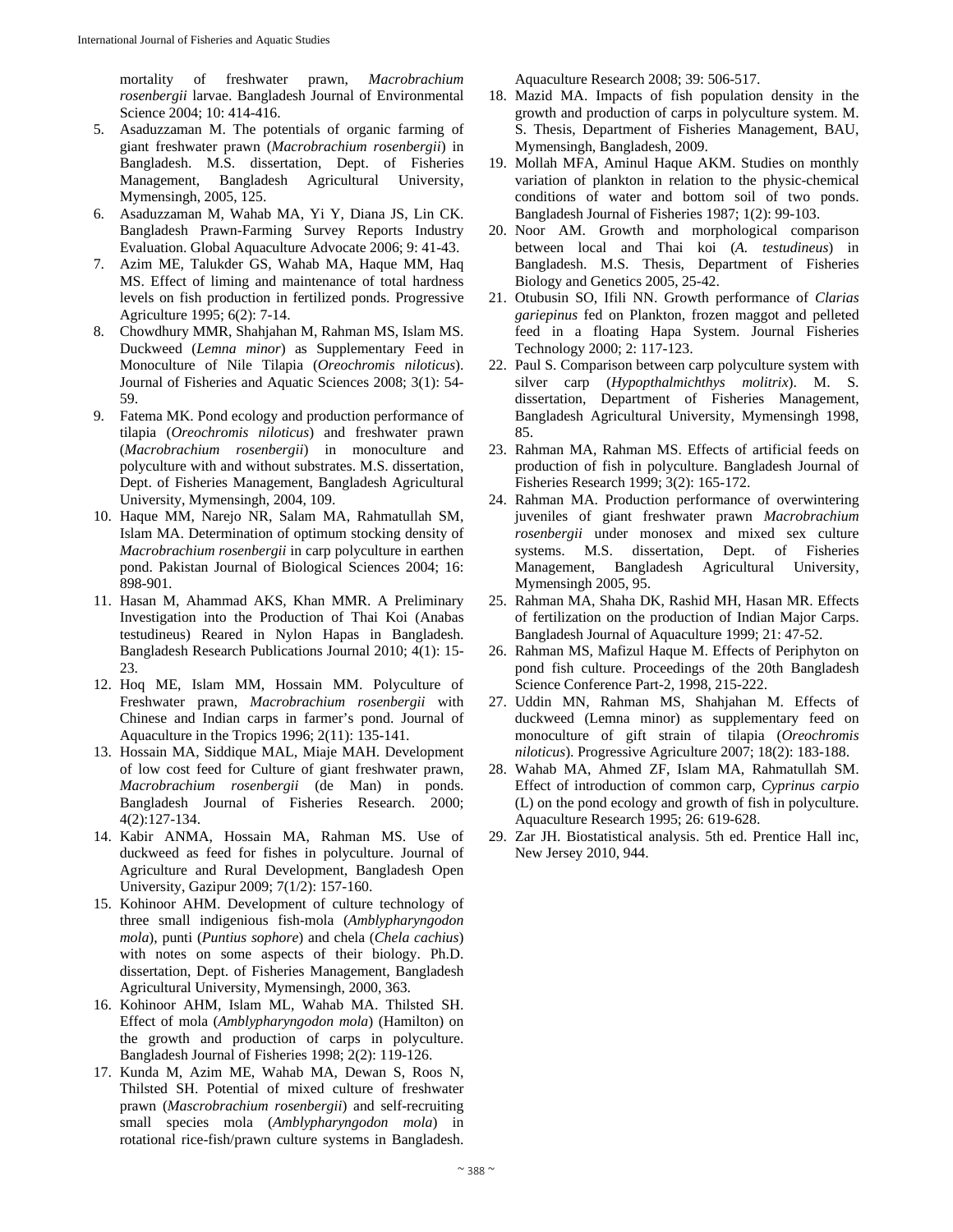mortality of freshwater prawn, *Macrobrachium rosenbergii* larvae. Bangladesh Journal of Environmental Science 2004; 10: 414-416.

5. Asaduzzaman M. The potentials of organic farming of giant freshwater prawn (*Macrobrachium rosenbergii*) in Bangladesh. M.S. dissertation, Dept. of Fisheries Management, Bangladesh Agricultural University, Mymensingh, 2005, 125.
6. Asaduzzaman M, Wahab MA, Yi Y, Diana JS, Lin CK. Bangladesh Prawn-Farming Survey Reports Industry Evaluation. Global Aquaculture Advocate 2006; 9: 41-43.
7. Azim ME, Talukder GS, Wahab MA, Haque MM, Haq MS. Effect of liming and maintenance of total hardness levels on fish production in fertilized ponds. Progressive Agriculture 1995; 6(2): 7-14.
8. Chowdhury MMR, Shahjahan M, Rahman MS, Islam MS. Duckweed (*Lemna minor*) as Supplementary Feed in Monoculture of Nile Tilapia (*Oreochromis niloticus*). Journal of Fisheries and Aquatic Sciences 2008; 3(1): 54-59.
9. Fatema MK. Pond ecology and production performance of tilapia (*Oreochromis niloticus*) and freshwater prawn (*Macrobrachium rosenbergii*) in monoculture and polyculture with and without substrates. M.S. dissertation, Dept. of Fisheries Management, Bangladesh Agricultural University, Mymensingh, 2004, 109.
10. Haque MM, Narejo NR, Salam MA, Rahmatullah SM, Islam MA. Determination of optimum stocking density of *Macrobrachium rosenbergii* in carp polyculture in earthen pond. Pakistan Journal of Biological Sciences 2004; 16: 898-901.
11. Hasan M, Ahammad AKS, Khan MMR. A Preliminary Investigation into the Production of Thai Koi (Anabas testudineus) Reared in Nylon Hapas in Bangladesh. Bangladesh Research Publications Journal 2010; 4(1): 15-23.
12. Hoq ME, Islam MM, Hossain MM. Polyculture of Freshwater prawn, *Macrobrachium rosenbergii* with Chinese and Indian carps in farmer's pond. Journal of Aquaculture in the Tropics 1996; 2(11): 135-141.
13. Hossain MA, Siddique MAL, Miaje MAH. Development of low cost feed for Culture of giant freshwater prawn, *Macrobrachium rosenbergii* (de Man) in ponds. Bangladesh Journal of Fisheries Research. 2000; 4(2):127-134.
14. Kabir ANMA, Hossain MA, Rahman MS. Use of duckweed as feed for fishes in polyculture. Journal of Agriculture and Rural Development, Bangladesh Open University, Gazipur 2009; 7(1/2): 157-160.
15. Kohinoor AHM. Development of culture technology of three small indigenious fish-mola (*Amblypharyngodon mola*), punti (*Puntius sophore*) and chela (*Chela cachius*) with notes on some aspects of their biology. Ph.D. dissertation, Dept. of Fisheries Management, Bangladesh Agricultural University, Mymensingh, 2000, 363.
16. Kohinoor AHM, Islam ML, Wahab MA. Thilsted SH. Effect of mola (*Amblypharyngodon mola*) (Hamilton) on the growth and production of carps in polyculture. Bangladesh Journal of Fisheries 1998; 2(2): 119-126.
17. Kunda M, Azim ME, Wahab MA, Dewan S, Roos N, Thilsted SH. Potential of mixed culture of freshwater prawn (*Mascrobrachium rosenbergii*) and self-recruiting small species mola (*Amblypharyngodon mola*) in rotational rice-fish/prawn culture systems in Bangladesh. Aquaculture Research 2008; 39: 506-517.
18. Mazid MA. Impacts of fish population density in the growth and production of carps in polyculture system. M. S. Thesis, Department of Fisheries Management, BAU, Mymensingh, Bangladesh, 2009.
19. Mollah MFA, Aminul Haque AKM. Studies on monthly variation of plankton in relation to the physic-chemical conditions of water and bottom soil of two ponds. Bangladesh Journal of Fisheries 1987; 1(2): 99-103.
20. Noor AM. Growth and morphological comparison between local and Thai koi (*A. testudineus*) in Bangladesh. M.S. Thesis, Department of Fisheries Biology and Genetics 2005, 25-42.
21. Otubusin SO, Ifili NN. Growth performance of *Clarias gariepinus* fed on Plankton, frozen maggot and pelleted feed in a floating Hapa System. Journal Fisheries Technology 2000; 2: 117-123.
22. Paul S. Comparison between carp polyculture system with silver carp (*Hypopthalmichthys molitrix*). M. S. dissertation, Department of Fisheries Management, Bangladesh Agricultural University, Mymensingh 1998, 85.
23. Rahman MA, Rahman MS. Effects of artificial feeds on production of fish in polyculture. Bangladesh Journal of Fisheries Research 1999; 3(2): 165-172.
24. Rahman MA. Production performance of overwintering juveniles of giant freshwater prawn *Macrobrachium rosenbergii* under monosex and mixed sex culture systems. M.S. dissertation, Dept. of Fisheries Management, Bangladesh Agricultural University, Mymensingh 2005, 95.
25. Rahman MA, Shaha DK, Rashid MH, Hasan MR. Effects of fertilization on the production of Indian Major Carps. Bangladesh Journal of Aquaculture 1999; 21: 47-52.
26. Rahman MS, Mafizul Haque M. Effects of Periphyton on pond fish culture. Proceedings of the 20th Bangladesh Science Conference Part-2, 1998, 215-222.
27. Uddin MN, Rahman MS, Shahjahan M. Effects of duckweed (Lemna minor) as supplementary feed on monoculture of gift strain of tilapia (*Oreochromis niloticus*). Progressive Agriculture 2007; 18(2): 183-188.
28. Wahab MA, Ahmed ZF, Islam MA, Rahmatullah SM. Effect of introduction of common carp, *Cyprinus carpio* (L) on the pond ecology and growth of fish in polyculture. Aquaculture Research 1995; 26: 619-628.
29. Zar JH. Biostatistical analysis. 5th ed. Prentice Hall inc, New Jersey 2010, 944.